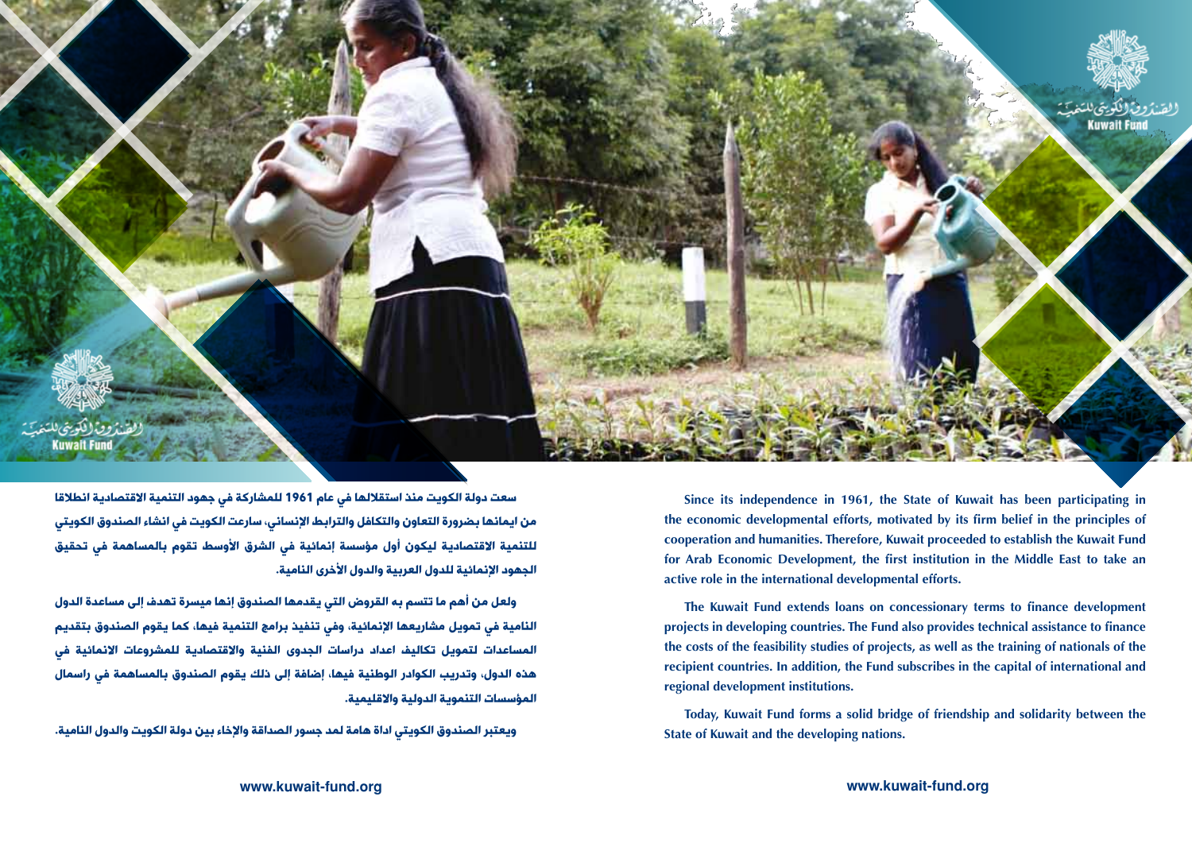الصندوق الكويتي للتنمية
Kuwait Fund

سعت دولة الكويت منذ استقلالها في عام 1961 للمشاركة في جهود التنمية الاقتصادية انطلاقا من ايمانها بضرورة التعاون والتكافل والترابط الإنساني، سارعت الكويت في انشاء الصندوق الكويتي للتنمية الاقتصادية ليكون أول مؤسسة إنمائية في الشرق الأوسط تقوم بالمساهمة في تحقيق الجهود الإنمائية للدول العربية والدول الأخرى النامية.

ولعل من أهم ما تتسم به القروض التي يقدمها الصندوق إنها ميسرة تهدف إلى مساعدة الدول النامية في تمويل مشاريعها الإنمائية، وفي تنفيذ برامج التنمية فيها، كما يقوم الصندوق بتقديم المساعدات لتمويل تكاليف اعداد دراسات الجدوى الفنية والاقتصادية للمشروعات الانمائية في هذه الدول، وتدريب الكوادر الوطنية فيها، إضافة إلى ذلك يقوم الصندوق بالمساهمة في راسمال المؤسسات التنموية الدولية والاقليمية.

ويعتبر الصندوق الكويتي اداة هامة لمد جسور الصداقة والإخاء بين دولة الكويت والدول النامية.

www.kuwait-fund.org

Since its independence in 1961, the State of Kuwait has been participating in the economic developmental efforts, motivated by its firm belief in the principles of cooperation and humanities. Therefore, Kuwait proceeded to establish the Kuwait Fund for Arab Economic Development, the first institution in the Middle East to take an active role in the international developmental efforts.

The Kuwait Fund extends loans on concessionary terms to finance development projects in developing countries. The Fund also provides technical assistance to finance the costs of the feasibility studies of projects, as well as the training of nationals of the recipient countries. In addition, the Fund subscribes in the capital of international and regional development institutions.

Today, Kuwait Fund forms a solid bridge of friendship and solidarity between the State of Kuwait and the developing nations.

www.kuwait-fund.org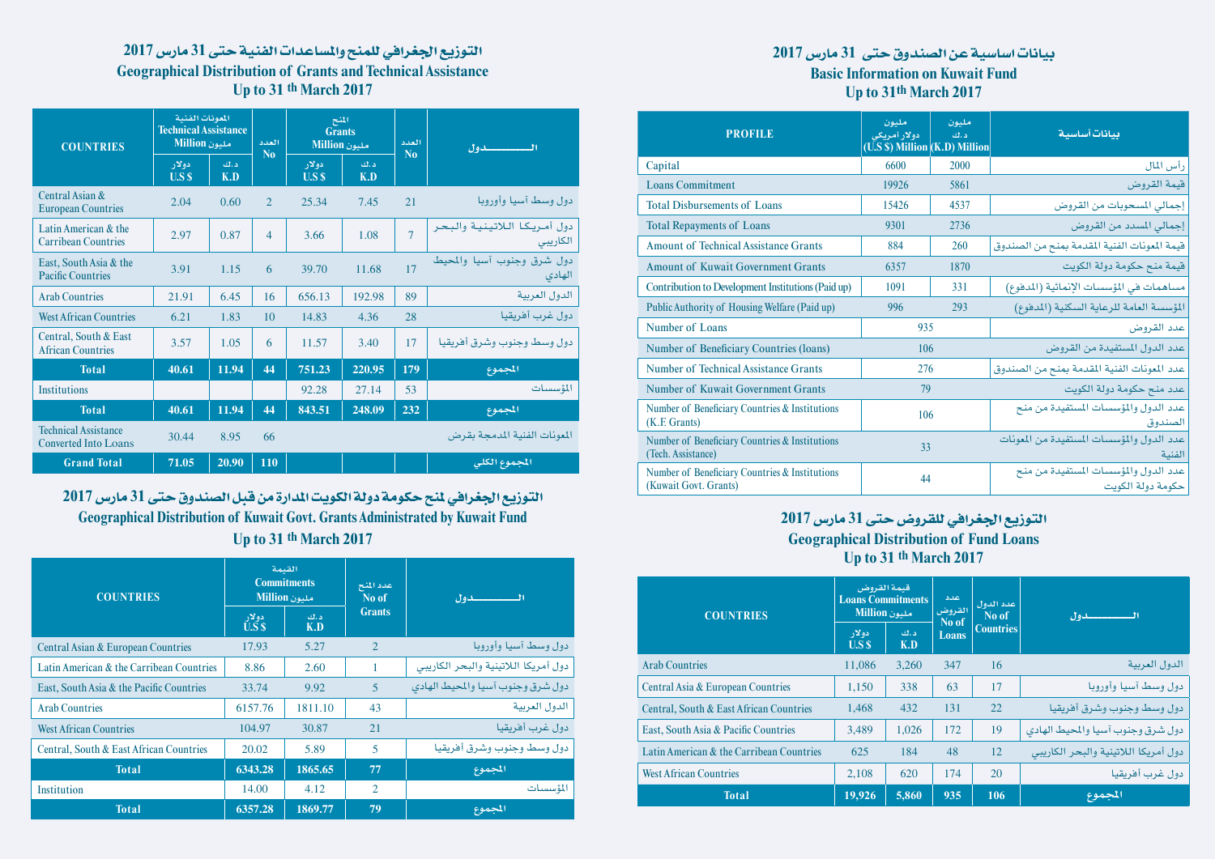## بيانات اساسية عن الصندوق حتى 31 مارس 2017
## Basic Information on Kuwait Fund
## Up to 31th March 2017

| PROFILE | مليون دولار أمريكي (U.S $) Million | مليون د.ك (K.D) Million | بيانات أساسية |
|---|---|---|---|
| Capital | 6600 | 2000 | رأس المال |
| Loans Commitment | 19926 | 5861 | قيمة القروض |
| Total Disbursements of Loans | 15426 | 4537 | إجمالي المسحوبات من القروض |
| Total Repayments of Loans | 9301 | 2736 | إجمالي المسدد من القروض |
| Amount of Technical Assistance Grants | 884 | 260 | قيمة المعونات الفنية المقدمة بمنح من الصندوق |
| Amount of Kuwait Government Grants | 6357 | 1870 | قيمة منح حكومة دولة الكويت |
| Contribution to Development Institutions (Paid up) | 1091 | 331 | مساهمات في المؤسسات الإنمائية (المدفوع) |
| Public Authority of Housing Welfare (Paid up) | 996 | 293 | المؤسسة العامة للرعاية السكنية (المدفوع) |
| Number of Loans | 935 | | عدد القروض |
| Number of Beneficiary Countries (loans) | 106 | | عدد الدول المستفيدة من القروض |
| Number of Technical Assistance Grants | 276 | | عدد المعونات الفنية المقدمة بمنح من الصندوق |
| Number of Kuwait Government Grants | 79 | | عدد منح حكومة دولة الكويت |
| Number of Beneficiary Countries & Institutions (K.F. Grants) | 106 | | عدد الدول والمؤسسات المستفيدة من منح الصندوق |
| Number of Beneficiary Countries & Institutions (Tech. Assistance) | 33 | | عدد الدول والمؤسسات المستفيدة من المعونات الفنية |
| Number of Beneficiary Countries & Institutions (Kuwait Govt. Grants) | 44 | | عدد الدول والمؤسسات المستفيدة من منح حكومة دولة الكويت |

## التوزيع الجغرافي للقروض حتى 31 مارس 2017
## Geographical Distribution of Fund Loans
## Up to 31 th March 2017

| COUNTRIES | قيمة القروض Loans Commitments Million مليون | | عدد القروض No of Loans | عدد الدول No of Countries | الدول |
|---|---|---|---|---|---|
| | دولار U.S $ | د.ك K.D | | | |
| Arab Countries | 11,086 | 3,260 | 347 | 16 | الدول العربية |
| Central Asia & European Countries | 1,150 | 338 | 63 | 17 | دول وسط آسيا وأوروبا |
| Central, South & East African Countries | 1,468 | 432 | 131 | 22 | دول وسط وجنوب وشرق أفريقيا |
| East, South Asia & Pacific Countries | 3,489 | 1,026 | 172 | 19 | دول شرق وجنوب آسيا والمحيط الهادي |
| Latin American & the Carribean Countries | 625 | 184 | 48 | 12 | دول أمريكا اللاتينية والبحر الكاريبي |
| West African Countries | 2,108 | 620 | 174 | 20 | دول غرب أفريقيا |
| **Total** | **19,926** | **5,860** | **935** | **106** | **المجموع** |

## التوزيع الجغرافي للمنح والمساعدات الفنية حتى 31 مارس 2017
## Geographical Distribution of Grants and Technical Assistance
## Up to 31 th March 2017

| COUNTRIES | المعونات الفنية Technical Assistance Million مليون | | العدد No | المنح Grants Million مليون | | العدد No | الدول |
|---|---|---|---|---|---|---|---|
| | دولار U.S $ | د.ك K.D | | دولار U.S $ | د.ك K.D | | |
| Central Asian & European Countries | 2.04 | 0.60 | 2 | 25.34 | 7.45 | 21 | دول وسط آسيا وأوروبا |
| Latin American & the Carribean Countries | 2.97 | 0.87 | 4 | 3.66 | 1.08 | 7 | دول أمريكا اللاتينية والبحر الكاريبي |
| East, South Asia & the Pacific Countries | 3.91 | 1.15 | 6 | 39.70 | 11.68 | 17 | دول شرق وجنوب آسيا والمحيط الهادي |
| Arab Countries | 21.91 | 6.45 | 16 | 656.13 | 192.98 | 89 | الدول العربية |
| West African Countries | 6.21 | 1.83 | 10 | 14.83 | 4.36 | 28 | دول غرب أفريقيا |
| Central, South & East African Countries | 3.57 | 1.05 | 6 | 11.57 | 3.40 | 17 | دول وسط وجنوب وشرق أفريقيا |
| **Total** | **40.61** | **11.94** | **44** | **751.23** | **220.95** | **179** | **المجموع** |
| Institutions | | | | 92.28 | 27.14 | 53 | المؤسسات |
| **Total** | **40.61** | **11.94** | **44** | **843.51** | **248.09** | **232** | **المجموع** |
| Technical Assistance Converted Into Loans | 30.44 | 8.95 | 66 | | | | المعونات الفنية المدمجة بقرض |
| **Grand Total** | **71.05** | **20.90** | **110** | | | | **المجموع الكلي** |

## التوزيع الجغرافي لمنح حكومة دولة الكويت المدارة من قبل الصندوق حتى 31 مارس 2017
## Geographical Distribution of Kuwait Govt. Grants Administrated by Kuwait Fund
## Up to 31 th March 2017

| COUNTRIES | القيمة Commitments Million مليون | | عدد المنح No of Grants | الدول |
|---|---|---|---|---|
| | دولار U.S $ | د.ك K.D | | |
| Central Asian & European Countries | 17.93 | 5.27 | 2 | دول وسط آسيا وأوروبا |
| Latin American & the Carribean Countries | 8.86 | 2.60 | 1 | دول أمريكا اللاتينية والبحر الكاريبي |
| East, South Asia & the Pacific Countries | 33.74 | 9.92 | 5 | دول شرق وجنوب آسيا والمحيط الهادي |
| Arab Countries | 6157.76 | 1811.10 | 43 | الدول العربية |
| West African Countries | 104.97 | 30.87 | 21 | دول غرب أفريقيا |
| Central, South & East African Countries | 20.02 | 5.89 | 5 | دول وسط وجنوب وشرق أفريقيا |
| **Total** | **6343.28** | **1865.65** | **77** | **المجموع** |
| Institution | 14.00 | 4.12 | 2 | المؤسسات |
| **Total** | **6357.28** | **1869.77** | **79** | **المجموع** |